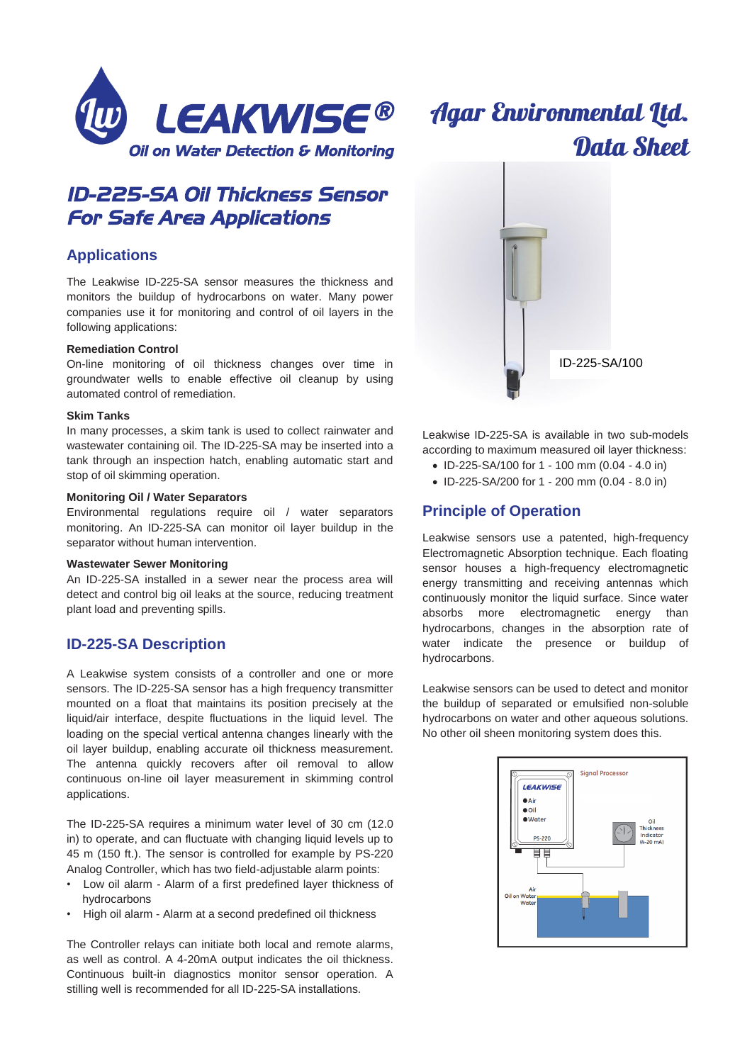# LEAKWISE®

Oil on Water Detection & Monitoring

Agar Environmental Ltd.
Data Sheet

## ID-225-SA Oil Thickness Sensor For Safe Area Applications

ID-225-SA/100

### Applications

The Leakwise ID-225-SA sensor measures the thickness and monitors the buildup of hydrocarbons on water. Many power companies use it for monitoring and control of oil layers in the following applications:

**Remediation Control**

On-line monitoring of oil thickness changes over time in groundwater wells to enable effective oil cleanup by using automated control of remediation.

**Skim Tanks**

In many processes, a skim tank is used to collect rainwater and wastewater containing oil. The ID-225-SA may be inserted into a tank through an inspection hatch, enabling automatic start and stop of oil skimming operation.

**Monitoring Oil / Water Separators**

Environmental regulations require oil / water separators monitoring. An ID-225-SA can monitor oil layer buildup in the separator without human intervention.

**Wastewater Sewer Monitoring**

An ID-225-SA installed in a sewer near the process area will detect and control big oil leaks at the source, reducing treatment plant load and preventing spills.

### ID-225-SA Description

A Leakwise system consists of a controller and one or more sensors. The ID-225-SA sensor has a high frequency transmitter mounted on a float that maintains its position precisely at the liquid/air interface, despite fluctuations in the liquid level. The loading on the special vertical antenna changes linearly with the oil layer buildup, enabling accurate oil thickness measurement. The antenna quickly recovers after oil removal to allow continuous on-line oil layer measurement in skimming control applications.

The ID-225-SA requires a minimum water level of 30 cm (12.0 in) to operate, and can fluctuate with changing liquid levels up to 45 m (150 ft.). The sensor is controlled for example by PS-220 Analog Controller, which has two field-adjustable alarm points:

- Low oil alarm - Alarm of a first predefined layer thickness of hydrocarbons
- High oil alarm - Alarm at a second predefined oil thickness

The Controller relays can initiate both local and remote alarms, as well as control. A 4-20mA output indicates the oil thickness. Continuous built-in diagnostics monitor sensor operation. A stilling well is recommended for all ID-225-SA installations.

Leakwise ID-225-SA is available in two sub-models according to maximum measured oil layer thickness:

- ID-225-SA/100 for 1 - 100 mm (0.04 - 4.0 in)
- ID-225-SA/200 for 1 - 200 mm (0.04 - 8.0 in)

### Principle of Operation

Leakwise sensors use a patented, high-frequency Electromagnetic Absorption technique. Each floating sensor houses a high-frequency electromagnetic energy transmitting and receiving antennas which continuously monitor the liquid surface. Since water absorbs more electromagnetic energy than hydrocarbons, changes in the absorption rate of water indicate the presence or buildup of hydrocarbons.

Leakwise sensors can be used to detect and monitor the buildup of separated or emulsified non-soluble hydrocarbons on water and other aqueous solutions. No other oil sheen monitoring system does this.

Signal Processor

LEAKWISE
● Air
● Oil
● Water
PS-220

Oil Thickness Indicator (4-20 mA)

Air
Oil on Water
Water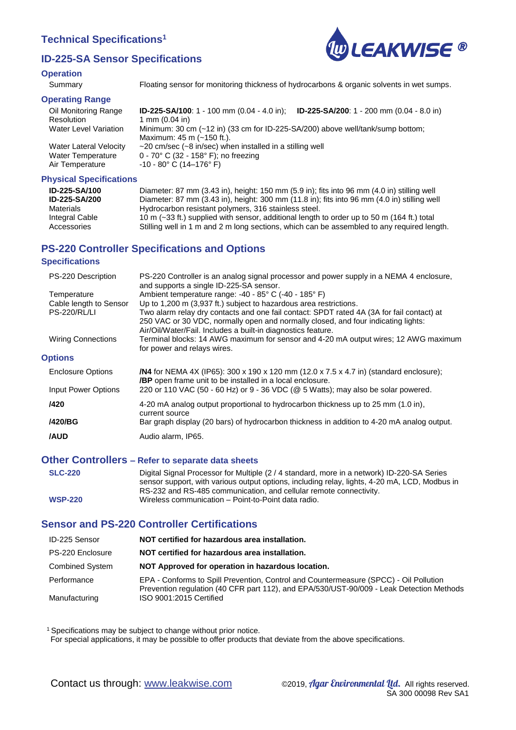## Technical Specifications[1]

## ID-225-SA Sensor Specifications

### Operation

| | |
|---|---|
| Summary | Floating sensor for monitoring thickness of hydrocarbons & organic solvents in wet sumps. |

### Operating Range

| | |
|---|---|
| Oil Monitoring Range | **ID-225-SA/100**: 1 - 100 mm (0.04 - 4.0 in); **ID-225-SA/200**: 1 - 200 mm (0.04 - 8.0 in) |
| Resolution | 1 mm (0.04 in) |
| Water Level Variation | Minimum: 30 cm (~12 in) (33 cm for ID-225-SA/200) above well/tank/sump bottom; Maximum: 45 m (~150 ft.). |
| Water Lateral Velocity | ~20 cm/sec (~8 in/sec) when installed in a stilling well |
| Water Temperature | 0 - 70° C (32 - 158° F); no freezing |
| Air Temperature | -10 - 80° C (14–176° F) |

### Physical Specifications

| | |
|---|---|
| **ID-225-SA/100** | Diameter: 87 mm (3.43 in), height: 150 mm (5.9 in); fits into 96 mm (4.0 in) stilling well |
| **ID-225-SA/200** | Diameter: 87 mm (3.43 in), height: 300 mm (11.8 in); fits into 96 mm (4.0 in) stilling well |
| Materials | Hydrocarbon resistant polymers, 316 stainless steel. |
| Integral Cable | 10 m (~33 ft.) supplied with sensor, additional length to order up to 50 m (164 ft.) total |
| Accessories | Stilling well in 1 m and 2 m long sections, which can be assembled to any required length. |

## PS-220 Controller Specifications and Options

### Specifications

| | |
|---|---|
| PS-220 Description | PS-220 Controller is an analog signal processor and power supply in a NEMA 4 enclosure, and supports a single ID-225-SA sensor. |
| Temperature | Ambient temperature range: -40 - 85° C (-40 - 185° F) |
| Cable length to Sensor | Up to 1,200 m (3,937 ft.) subject to hazardous area restrictions. |
| PS-220/RL/LI | Two alarm relay dry contacts and one fail contact: SPDT rated 4A (3A for fail contact) at 250 VAC or 30 VDC, normally open and normally closed, and four indicating lights: Air/Oil/Water/Fail. Includes a built-in diagnostics feature. |
| Wiring Connections | Terminal blocks: 14 AWG maximum for sensor and 4-20 mA output wires; 12 AWG maximum for power and relays wires. |

### Options

| | |
|---|---|
| Enclosure Options | **/N4** for NEMA 4X (IP65): 300 x 190 x 120 mm (12.0 x 7.5 x 4.7 in) (standard enclosure); **/BP** open frame unit to be installed in a local enclosure. |
| Input Power Options | 220 or 110 VAC (50 - 60 Hz) or 9 - 36 VDC (@ 5 Watts); may also be solar powered. |
| **/420** | 4-20 mA analog output proportional to hydrocarbon thickness up to 25 mm (1.0 in), current source |
| **/420/BG** | Bar graph display (20 bars) of hydrocarbon thickness in addition to 4-20 mA analog output. |
| **/AUD** | Audio alarm, IP65. |

## Other Controllers – Refer to separate data sheets

| | |
|---|---|
| **SLC-220** | Digital Signal Processor for Multiple (2 / 4 standard, more in a network) ID-220-SA Series sensor support, with various output options, including relay, lights, 4-20 mA, LCD, Modbus in RS-232 and RS-485 communication, and cellular remote connectivity. |
| **WSP-220** | Wireless communication – Point-to-Point data radio. |

## Sensor and PS-220 Controller Certifications

| | |
|---|---|
| ID-225 Sensor | **NOT certified for hazardous area installation.** |
| PS-220 Enclosure | **NOT certified for hazardous area installation.** |
| Combined System | **NOT Approved for operation in hazardous location.** |
| Performance | EPA - Conforms to Spill Prevention, Control and Countermeasure (SPCC) - Oil Pollution Prevention regulation (40 CFR part 112), and EPA/530/UST-90/009 - Leak Detection Methods |
| Manufacturing | ISO 9001:2015 Certified |

[1] Specifications may be subject to change without prior notice.
For special applications, it may be possible to offer products that deviate from the above specifications.

Contact us through: www.leakwise.com

©2019, Agar Environmental Ltd. All rights reserved.
SA 300 00098 Rev SA1